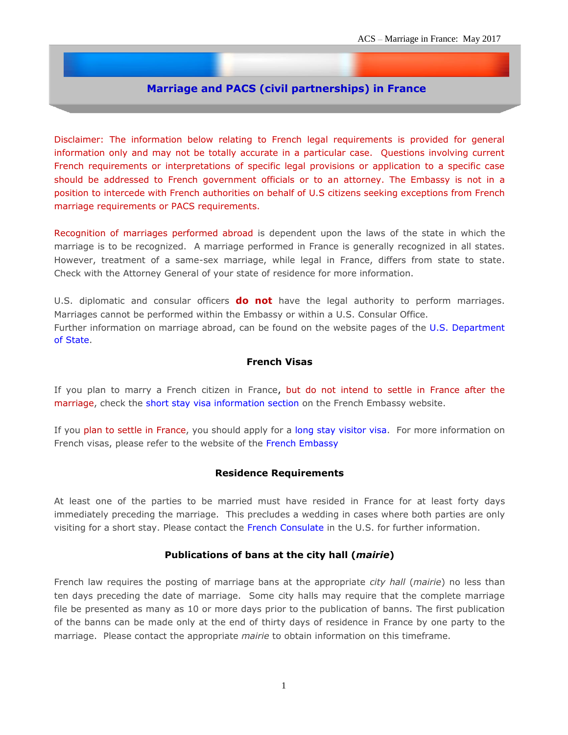# Marriage and PACS (civil partnerships) in France

Disclaimer: The information below relating to French legal requirements is provided for general information only and may not be totally accurate in a particular case. Questions involving current French requirements or interpretations of specific legal provisions or application to a specific case should be addressed to French government officials or to an attorney. The Embassy is not in a position to intercede with French authorities on behalf of U.S citizens seeking exceptions from French marriage requirements or PACS requirements.

Recognition of marriages performed abroad is dependent upon the laws of the state in which the marriage is to be recognized. A marriage performed in France is generally recognized in all states. However, treatment of a same-sex marriage, while legal in France, differs from state to state. Check with the Attorney General of your state of residence for more information.

U.S. diplomatic and consular officers **do not** have the legal authority to perform marriages. Marriages cannot be performed within the Embassy or within a U.S. Consular Office.
Further information on marriage abroad, can be found on the website pages of the U.S. Department of State.

## French Visas

If you plan to marry a French citizen in France, but do not intend to settle in France after the marriage, check the short stay visa information section on the French Embassy website.

If you plan to settle in France, you should apply for a long stay visitor visa. For more information on French visas, please refer to the website of the French Embassy

## Residence Requirements

At least one of the parties to be married must have resided in France for at least forty days immediately preceding the marriage. This precludes a wedding in cases where both parties are only visiting for a short stay. Please contact the French Consulate in the U.S. for further information.

## Publications of bans at the city hall (*mairie*)

French law requires the posting of marriage bans at the appropriate *city hall* (*mairie*) no less than ten days preceding the date of marriage. Some city halls may require that the complete marriage file be presented as many as 10 or more days prior to the publication of banns. The first publication of the banns can be made only at the end of thirty days of residence in France by one party to the marriage. Please contact the appropriate *mairie* to obtain information on this timeframe.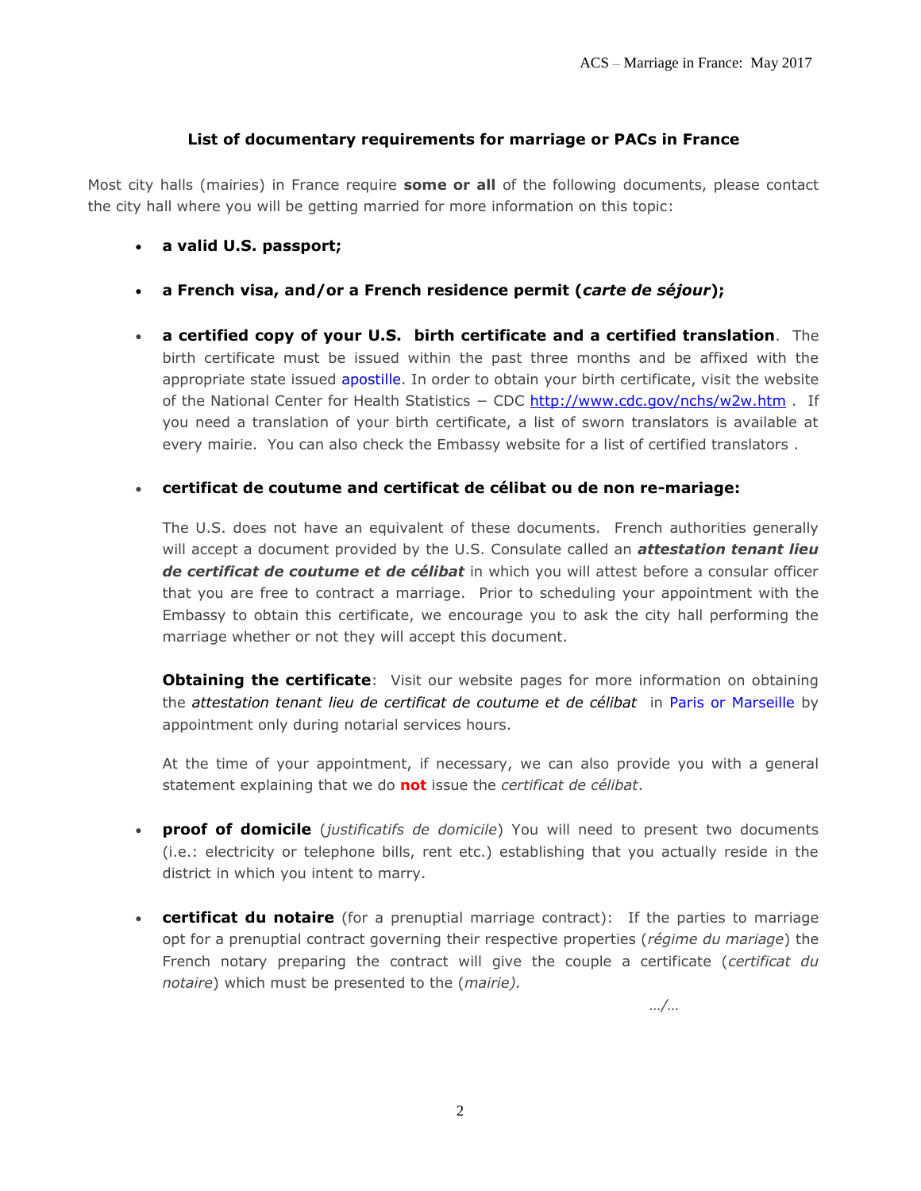### List of documentary requirements for marriage or PACs in France

Most city halls (mairies) in France require **some or all** of the following documents, please contact the city hall where you will be getting married for more information on this topic:

- **a valid U.S. passport;**

- **a French visa, and/or a French residence permit (*carte de séjour*);**

- **a certified copy of your U.S. birth certificate and a certified translation**. The birth certificate must be issued within the past three months and be affixed with the appropriate state issued apostille. In order to obtain your birth certificate, visit the website of the National Center for Health Statistics – CDC http://www.cdc.gov/nchs/w2w.htm . If you need a translation of your birth certificate, a list of sworn translators is available at every mairie. You can also check the Embassy website for a list of certified translators .

- **certificat de coutume and certificat de célibat ou de non re-mariage:**

  The U.S. does not have an equivalent of these documents. French authorities generally will accept a document provided by the U.S. Consulate called an ***attestation tenant lieu de certificat de coutume et de célibat*** in which you will attest before a consular officer that you are free to contract a marriage. Prior to scheduling your appointment with the Embassy to obtain this certificate, we encourage you to ask the city hall performing the marriage whether or not they will accept this document.

  **Obtaining the certificate**: Visit our website pages for more information on obtaining the *attestation tenant lieu de certificat de coutume et de célibat* in Paris or Marseille by appointment only during notarial services hours.

  At the time of your appointment, if necessary, we can also provide you with a general statement explaining that we do **not** issue the *certificat de célibat*.

- **proof of domicile** (*justificatifs de domicile*) You will need to present two documents (i.e.: electricity or telephone bills, rent etc.) establishing that you actually reside in the district in which you intent to marry.

- **certificat du notaire** (for a prenuptial marriage contract): If the parties to marriage opt for a prenuptial contract governing their respective properties (*régime du mariage*) the French notary preparing the contract will give the couple a certificate (*certificat du notaire*) which must be presented to the (*mairie).*

*…/…*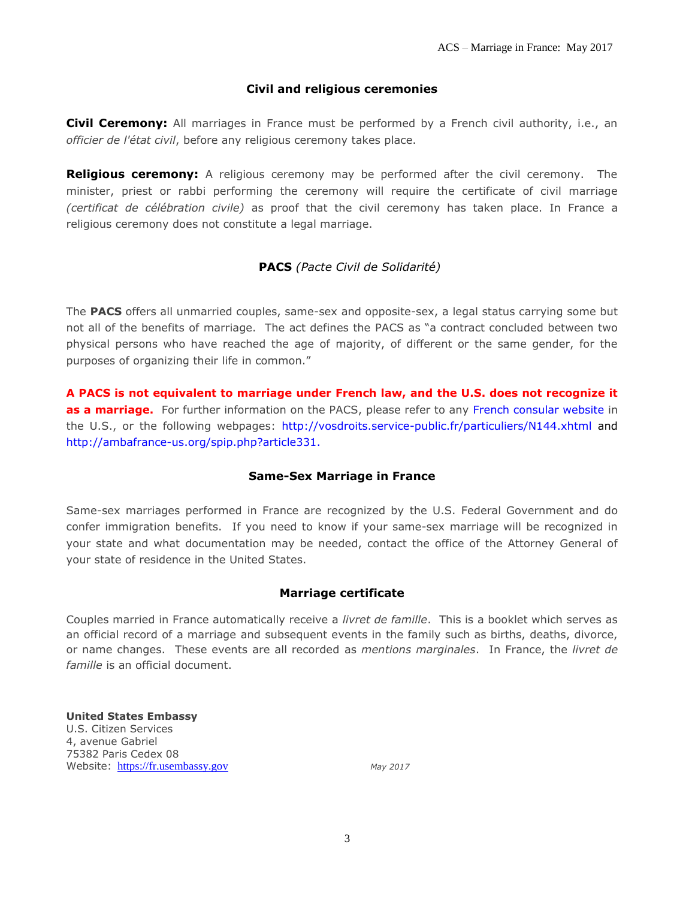### Civil and religious ceremonies

**Civil Ceremony:** All marriages in France must be performed by a French civil authority, i.e., an *officier de l'état civil*, before any religious ceremony takes place.

**Religious ceremony:** A religious ceremony may be performed after the civil ceremony. The minister, priest or rabbi performing the ceremony will require the certificate of civil marriage *(certificat de célébration civile)* as proof that the civil ceremony has taken place. In France a religious ceremony does not constitute a legal marriage.

### PACS *(Pacte Civil de Solidarité)*

The **PACS** offers all unmarried couples, same-sex and opposite-sex, a legal status carrying some but not all of the benefits of marriage. The act defines the PACS as "a contract concluded between two physical persons who have reached the age of majority, of different or the same gender, for the purposes of organizing their life in common."

**A PACS is not equivalent to marriage under French law, and the U.S. does not recognize it as a marriage.** For further information on the PACS, please refer to any French consular website in the U.S., or the following webpages: http://vosdroits.service-public.fr/particuliers/N144.xhtml and http://ambafrance-us.org/spip.php?article331.

### Same-Sex Marriage in France

Same-sex marriages performed in France are recognized by the U.S. Federal Government and do confer immigration benefits. If you need to know if your same-sex marriage will be recognized in your state and what documentation may be needed, contact the office of the Attorney General of your state of residence in the United States.

### Marriage certificate

Couples married in France automatically receive a *livret de famille*. This is a booklet which serves as an official record of a marriage and subsequent events in the family such as births, deaths, divorce, or name changes. These events are all recorded as *mentions marginales*. In France, the *livret de famille* is an official document.

**United States Embassy**
U.S. Citizen Services
4, avenue Gabriel
75382 Paris Cedex 08
Website: https://fr.usembassy.gov

*May 2017*